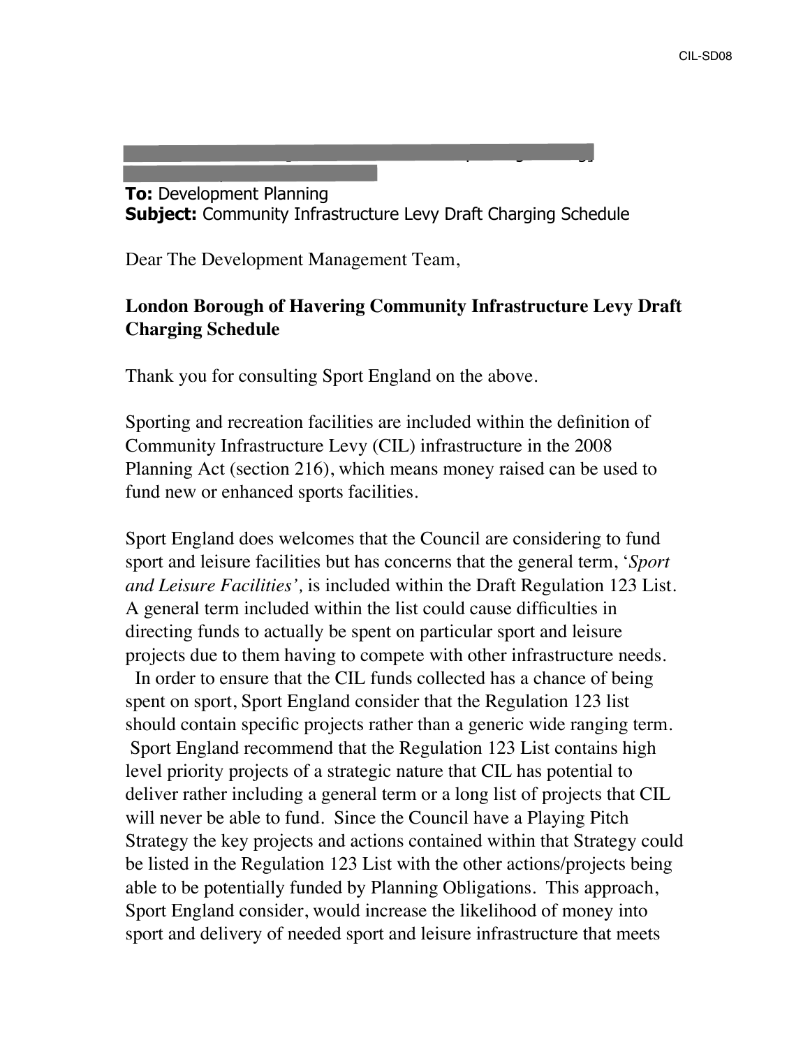**To:** Development Planning
**Subject:** Community Infrastructure Levy Draft Charging Schedule

Dear The Development Management Team,

**London Borough of Havering Community Infrastructure Levy Draft Charging Schedule**

Thank you for consulting Sport England on the above.

Sporting and recreation facilities are included within the definition of Community Infrastructure Levy (CIL) infrastructure in the 2008 Planning Act (section 216), which means money raised can be used to fund new or enhanced sports facilities.

Sport England does welcomes that the Council are considering to fund sport and leisure facilities but has concerns that the general term, '*Sport and Leisure Facilities',* is included within the Draft Regulation 123 List. A general term included within the list could cause difficulties in directing funds to actually be spent on particular sport and leisure projects due to them having to compete with other infrastructure needs. In order to ensure that the CIL funds collected has a chance of being spent on sport, Sport England consider that the Regulation 123 list should contain specific projects rather than a generic wide ranging term. Sport England recommend that the Regulation 123 List contains high level priority projects of a strategic nature that CIL has potential to deliver rather including a general term or a long list of projects that CIL will never be able to fund. Since the Council have a Playing Pitch Strategy the key projects and actions contained within that Strategy could be listed in the Regulation 123 List with the other actions/projects being able to be potentially funded by Planning Obligations. This approach, Sport England consider, would increase the likelihood of money into sport and delivery of needed sport and leisure infrastructure that meets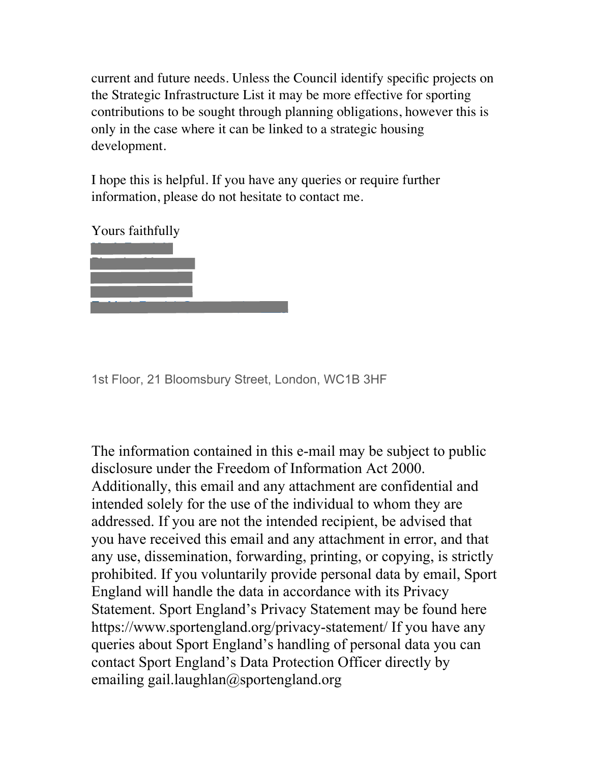current and future needs. Unless the Council identify specific projects on the Strategic Infrastructure List it may be more effective for sporting contributions to be sought through planning obligations, however this is only in the case where it can be linked to a strategic housing development.

I hope this is helpful. If you have any queries or require further information, please do not hesitate to contact me.

Yours faithfully

1st Floor, 21 Bloomsbury Street, London, WC1B 3HF

The information contained in this e-mail may be subject to public disclosure under the Freedom of Information Act 2000. Additionally, this email and any attachment are confidential and intended solely for the use of the individual to whom they are addressed. If you are not the intended recipient, be advised that you have received this email and any attachment in error, and that any use, dissemination, forwarding, printing, or copying, is strictly prohibited. If you voluntarily provide personal data by email, Sport England will handle the data in accordance with its Privacy Statement. Sport England's Privacy Statement may be found here https://www.sportengland.org/privacy-statement/ If you have any queries about Sport England's handling of personal data you can contact Sport England's Data Protection Officer directly by emailing gail.laughlan@sportengland.org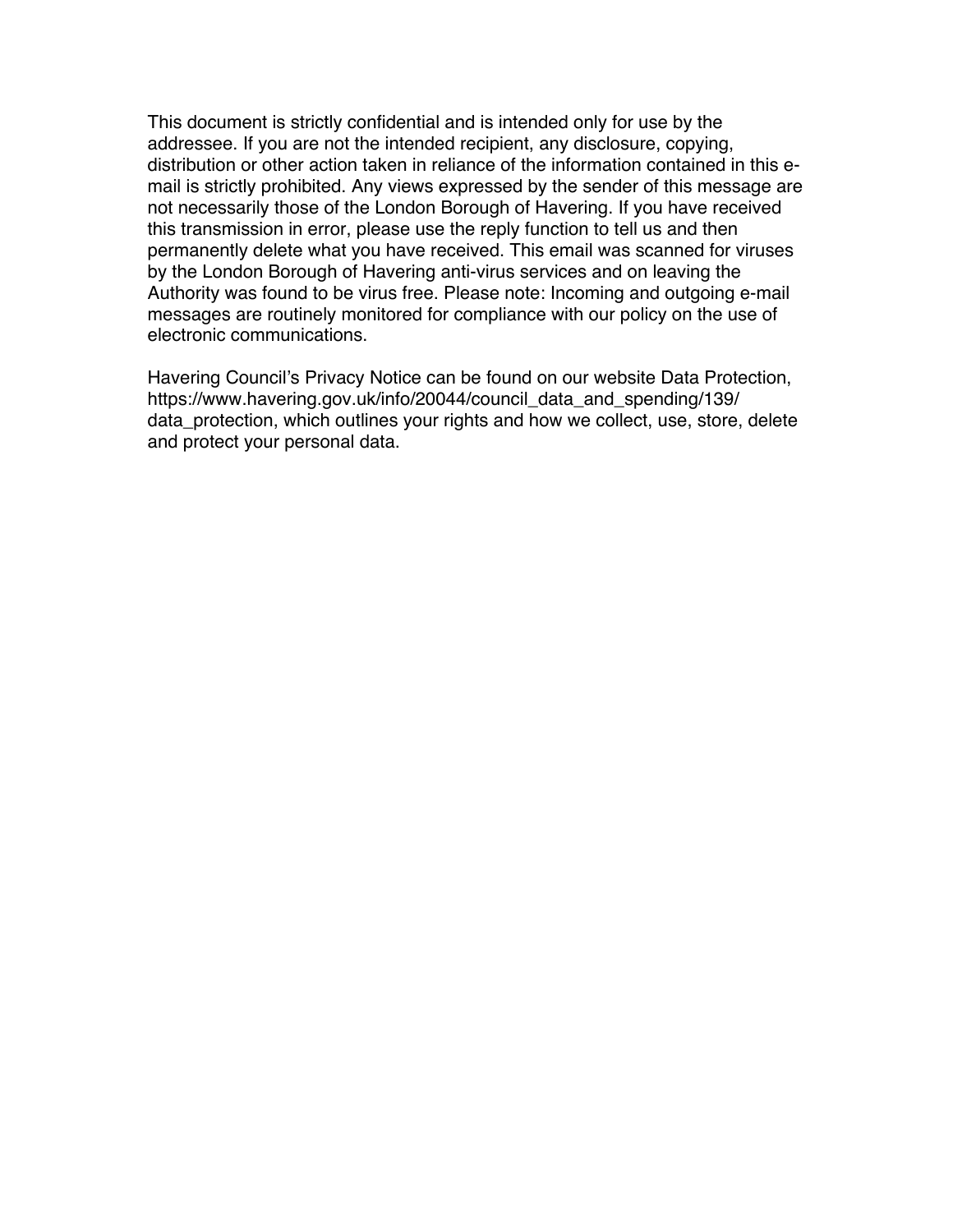This document is strictly confidential and is intended only for use by the addressee. If you are not the intended recipient, any disclosure, copying, distribution or other action taken in reliance of the information contained in this e-mail is strictly prohibited. Any views expressed by the sender of this message are not necessarily those of the London Borough of Havering. If you have received this transmission in error, please use the reply function to tell us and then permanently delete what you have received. This email was scanned for viruses by the London Borough of Havering anti-virus services and on leaving the Authority was found to be virus free. Please note: Incoming and outgoing e-mail messages are routinely monitored for compliance with our policy on the use of electronic communications.

Havering Council's Privacy Notice can be found on our website Data Protection, https://www.havering.gov.uk/info/20044/council_data_and_spending/139/data_protection, which outlines your rights and how we collect, use, store, delete and protect your personal data.